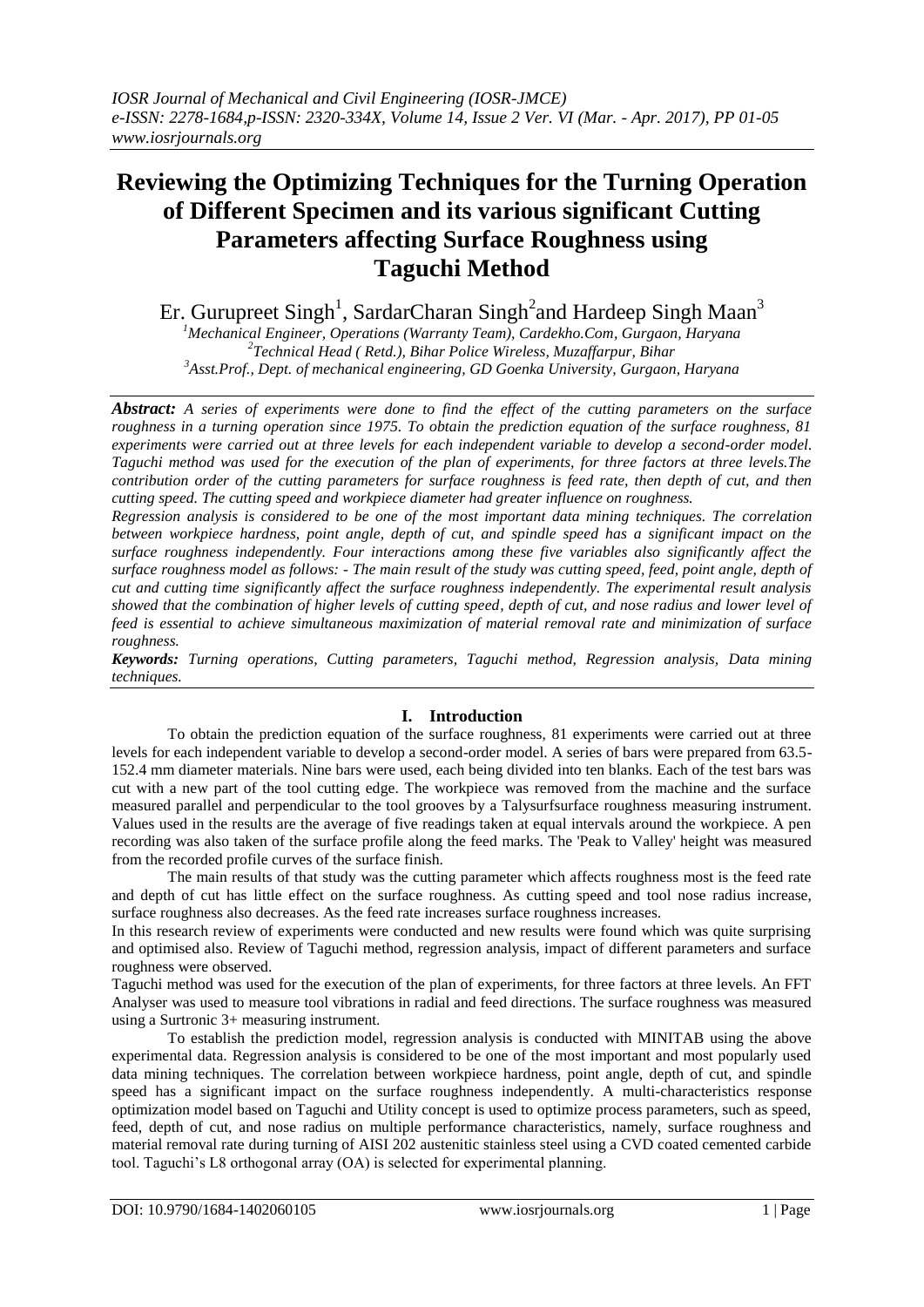# Reviewing the Optimizing Techniques for the Turning Operation of Different Specimen and its various significant Cutting Parameters affecting Surface Roughness using Taguchi Method

Er. Gurupreet Singh[1], SardarCharan Singh[2]and Hardeep Singh Maan[3]

[1]Mechanical Engineer, Operations (Warranty Team), Cardekho.Com, Gurgaon, Haryana
[2]Technical Head ( Retd.), Bihar Police Wireless, Muzaffarpur, Bihar
[3]Asst.Prof., Dept. of mechanical engineering, GD Goenka University, Gurgaon, Haryana

***Abstract:*** *A series of experiments were done to find the effect of the cutting parameters on the surface roughness in a turning operation since 1975. To obtain the prediction equation of the surface roughness, 81 experiments were carried out at three levels for each independent variable to develop a second-order model. Taguchi method was used for the execution of the plan of experiments, for three factors at three levels.The contribution order of the cutting parameters for surface roughness is feed rate, then depth of cut, and then cutting speed. The cutting speed and workpiece diameter had greater influence on roughness.*

*Regression analysis is considered to be one of the most important data mining techniques. The correlation between workpiece hardness, point angle, depth of cut, and spindle speed has a significant impact on the surface roughness independently. Four interactions among these five variables also significantly affect the surface roughness model as follows: - The main result of the study was cutting speed, feed, point angle, depth of cut and cutting time significantly affect the surface roughness independently. The experimental result analysis showed that the combination of higher levels of cutting speed, depth of cut, and nose radius and lower level of feed is essential to achieve simultaneous maximization of material removal rate and minimization of surface roughness.*

***Keywords:*** *Turning operations, Cutting parameters, Taguchi method, Regression analysis, Data mining techniques.*

## I. Introduction

To obtain the prediction equation of the surface roughness, 81 experiments were carried out at three levels for each independent variable to develop a second-order model. A series of bars were prepared from 63.5-152.4 mm diameter materials. Nine bars were used, each being divided into ten blanks. Each of the test bars was cut with a new part of the tool cutting edge. The workpiece was removed from the machine and the surface measured parallel and perpendicular to the tool grooves by a Talysurfsurface roughness measuring instrument. Values used in the results are the average of five readings taken at equal intervals around the workpiece. A pen recording was also taken of the surface profile along the feed marks. The 'Peak to Valley' height was measured from the recorded profile curves of the surface finish.

The main results of that study was the cutting parameter which affects roughness most is the feed rate and depth of cut has little effect on the surface roughness. As cutting speed and tool nose radius increase, surface roughness also decreases. As the feed rate increases surface roughness increases.

In this research review of experiments were conducted and new results were found which was quite surprising and optimised also. Review of Taguchi method, regression analysis, impact of different parameters and surface roughness were observed.

Taguchi method was used for the execution of the plan of experiments, for three factors at three levels. An FFT Analyser was used to measure tool vibrations in radial and feed directions. The surface roughness was measured using a Surtronic 3+ measuring instrument.

To establish the prediction model, regression analysis is conducted with MINITAB using the above experimental data. Regression analysis is considered to be one of the most important and most popularly used data mining techniques. The correlation between workpiece hardness, point angle, depth of cut, and spindle speed has a significant impact on the surface roughness independently. A multi-characteristics response optimization model based on Taguchi and Utility concept is used to optimize process parameters, such as speed, feed, depth of cut, and nose radius on multiple performance characteristics, namely, surface roughness and material removal rate during turning of AISI 202 austenitic stainless steel using a CVD coated cemented carbide tool. Taguchi's L8 orthogonal array (OA) is selected for experimental planning.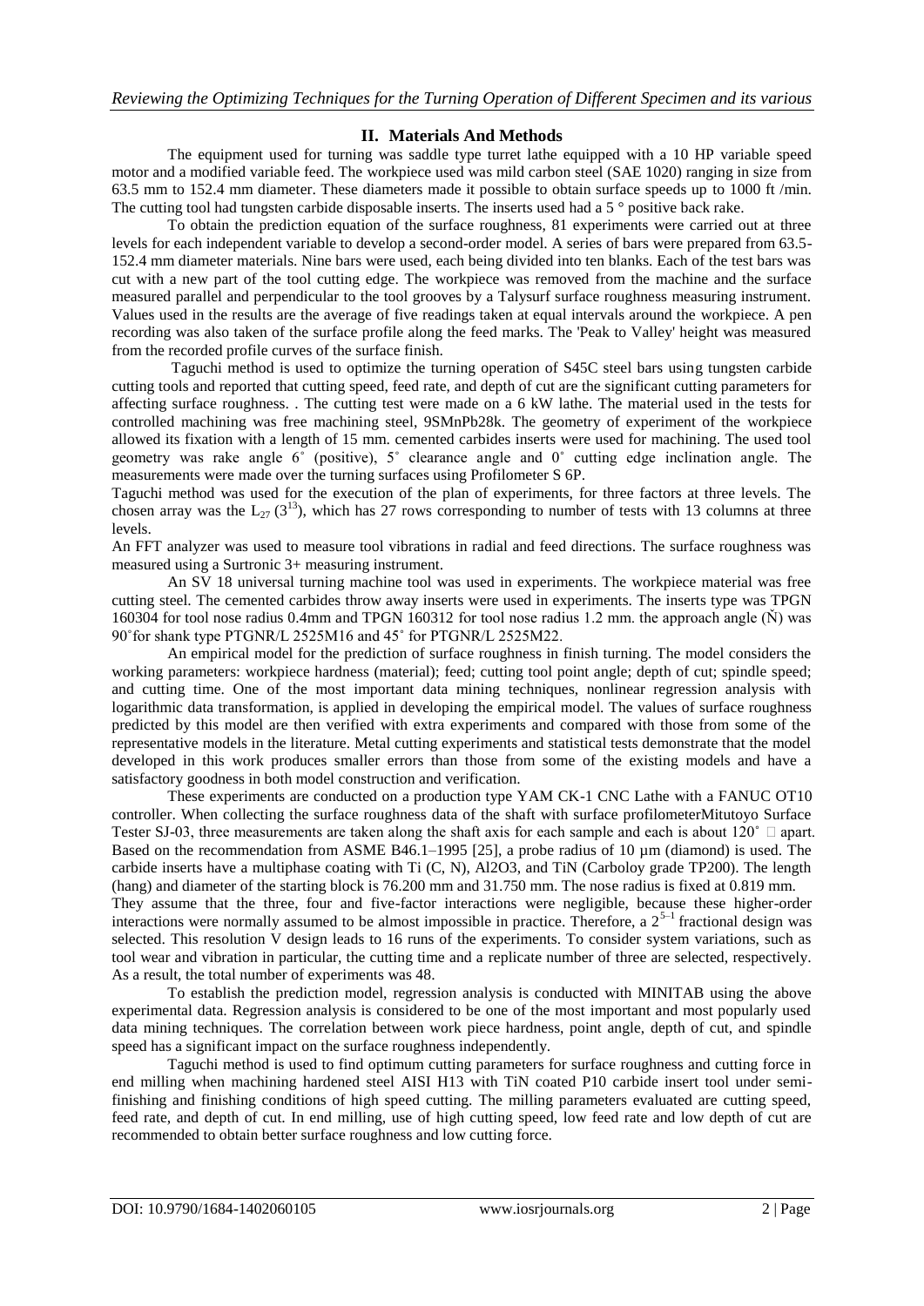## II. Materials And Methods

The equipment used for turning was saddle type turret lathe equipped with a 10 HP variable speed motor and a modified variable feed. The workpiece used was mild carbon steel (SAE 1020) ranging in size from 63.5 mm to 152.4 mm diameter. These diameters made it possible to obtain surface speeds up to 1000 ft /min. The cutting tool had tungsten carbide disposable inserts. The inserts used had a 5 ° positive back rake.

To obtain the prediction equation of the surface roughness, 81 experiments were carried out at three levels for each independent variable to develop a second-order model. A series of bars were prepared from 63.5-152.4 mm diameter materials. Nine bars were used, each being divided into ten blanks. Each of the test bars was cut with a new part of the tool cutting edge. The workpiece was removed from the machine and the surface measured parallel and perpendicular to the tool grooves by a Talysurf surface roughness measuring instrument. Values used in the results are the average of five readings taken at equal intervals around the workpiece. A pen recording was also taken of the surface profile along the feed marks. The 'Peak to Valley' height was measured from the recorded profile curves of the surface finish.

Taguchi method is used to optimize the turning operation of S45C steel bars using tungsten carbide cutting tools and reported that cutting speed, feed rate, and depth of cut are the significant cutting parameters for affecting surface roughness. . The cutting test were made on a 6 kW lathe. The material used in the tests for controlled machining was free machining steel, 9SMnPb28k. The geometry of experiment of the workpiece allowed its fixation with a length of 15 mm. cemented carbides inserts were used for machining. The used tool geometry was rake angle 6˚ (positive), 5˚ clearance angle and 0˚ cutting edge inclination angle. The measurements were made over the turning surfaces using Profilometer S 6P.

Taguchi method was used for the execution of the plan of experiments, for three factors at three levels. The chosen array was the $L_{27}$ ($3^{13}$), which has 27 rows corresponding to number of tests with 13 columns at three levels.

An FFT analyzer was used to measure tool vibrations in radial and feed directions. The surface roughness was measured using a Surtronic 3+ measuring instrument.

An SV 18 universal turning machine tool was used in experiments. The workpiece material was free cutting steel. The cemented carbides throw away inserts were used in experiments. The inserts type was TPGN 160304 for tool nose radius 0.4mm and TPGN 160312 for tool nose radius 1.2 mm. the approach angle (Ň) was 90˚for shank type PTGNR/L 2525M16 and 45˚ for PTGNR/L 2525M22.

An empirical model for the prediction of surface roughness in finish turning. The model considers the working parameters: workpiece hardness (material); feed; cutting tool point angle; depth of cut; spindle speed; and cutting time. One of the most important data mining techniques, nonlinear regression analysis with logarithmic data transformation, is applied in developing the empirical model. The values of surface roughness predicted by this model are then verified with extra experiments and compared with those from some of the representative models in the literature. Metal cutting experiments and statistical tests demonstrate that the model developed in this work produces smaller errors than those from some of the existing models and have a satisfactory goodness in both model construction and verification.

These experiments are conducted on a production type YAM CK-1 CNC Lathe with a FANUC OT10 controller. When collecting the surface roughness data of the shaft with surface profilometerMitutoyo Surface Tester SJ-03, three measurements are taken along the shaft axis for each sample and each is about 120˚ apart. Based on the recommendation from ASME B46.1–1995 [25], a probe radius of 10 µm (diamond) is used. The carbide inserts have a multiphase coating with Ti (C, N), Al2O3, and TiN (Carboloy grade TP200). The length (hang) and diameter of the starting block is 76.200 mm and 31.750 mm. The nose radius is fixed at 0.819 mm.

They assume that the three, four and five-factor interactions were negligible, because these higher-order interactions were normally assumed to be almost impossible in practice. Therefore, a $2^{5-1}$ fractional design was selected. This resolution V design leads to 16 runs of the experiments. To consider system variations, such as tool wear and vibration in particular, the cutting time and a replicate number of three are selected, respectively. As a result, the total number of experiments was 48.

To establish the prediction model, regression analysis is conducted with MINITAB using the above experimental data. Regression analysis is considered to be one of the most important and most popularly used data mining techniques. The correlation between work piece hardness, point angle, depth of cut, and spindle speed has a significant impact on the surface roughness independently.

Taguchi method is used to find optimum cutting parameters for surface roughness and cutting force in end milling when machining hardened steel AISI H13 with TiN coated P10 carbide insert tool under semi-finishing and finishing conditions of high speed cutting. The milling parameters evaluated are cutting speed, feed rate, and depth of cut. In end milling, use of high cutting speed, low feed rate and low depth of cut are recommended to obtain better surface roughness and low cutting force.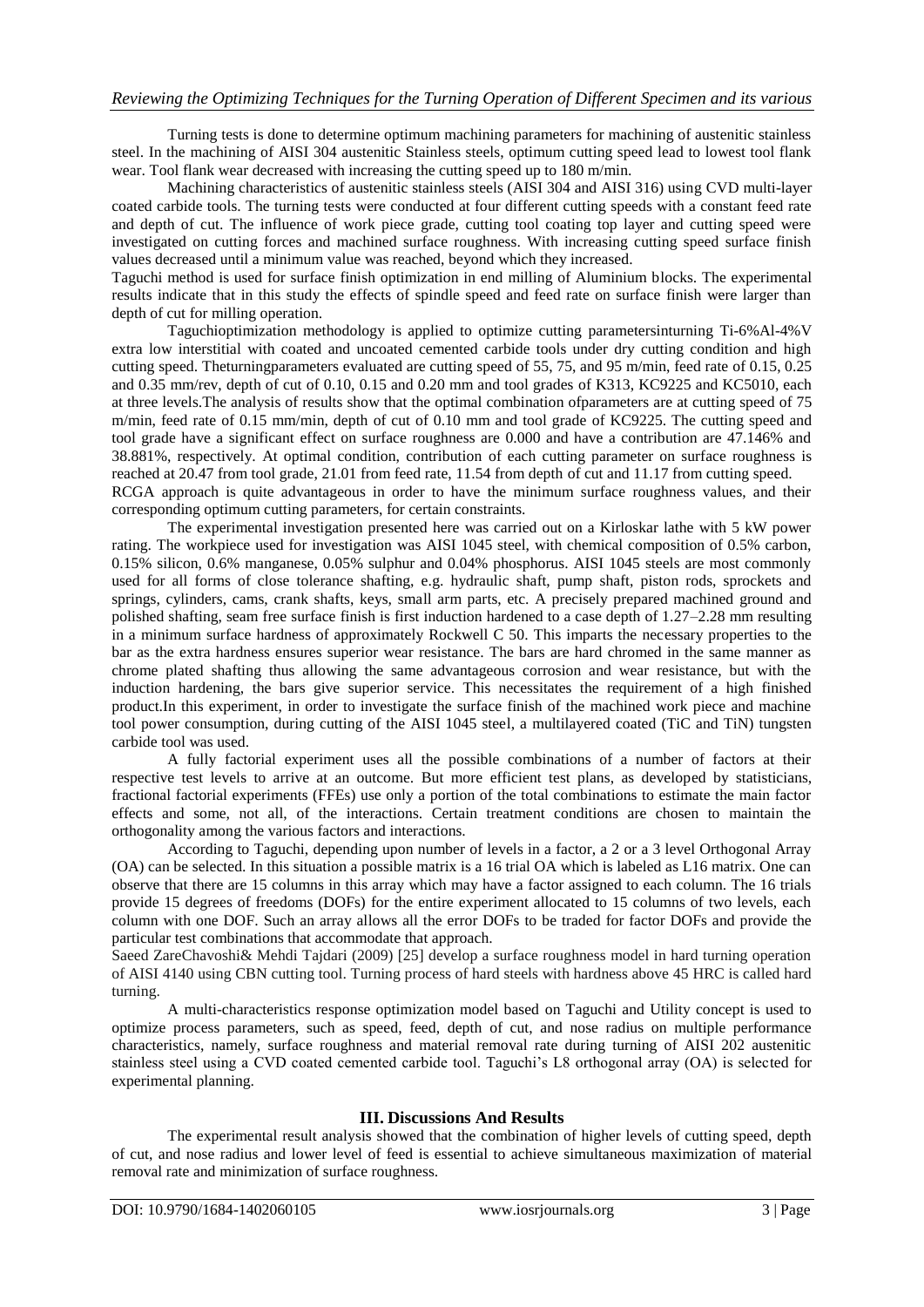Turning tests is done to determine optimum machining parameters for machining of austenitic stainless steel. In the machining of AISI 304 austenitic Stainless steels, optimum cutting speed lead to lowest tool flank wear. Tool flank wear decreased with increasing the cutting speed up to 180 m/min.

Machining characteristics of austenitic stainless steels (AISI 304 and AISI 316) using CVD multi-layer coated carbide tools. The turning tests were conducted at four different cutting speeds with a constant feed rate and depth of cut. The influence of work piece grade, cutting tool coating top layer and cutting speed were investigated on cutting forces and machined surface roughness. With increasing cutting speed surface finish values decreased until a minimum value was reached, beyond which they increased.

Taguchi method is used for surface finish optimization in end milling of Aluminium blocks. The experimental results indicate that in this study the effects of spindle speed and feed rate on surface finish were larger than depth of cut for milling operation.

Taguchioptimization methodology is applied to optimize cutting parametersinturning Ti-6%Al-4%V extra low interstitial with coated and uncoated cemented carbide tools under dry cutting condition and high cutting speed. Theturningparameters evaluated are cutting speed of 55, 75, and 95 m/min, feed rate of 0.15, 0.25 and 0.35 mm/rev, depth of cut of 0.10, 0.15 and 0.20 mm and tool grades of K313, KC9225 and KC5010, each at three levels.The analysis of results show that the optimal combination ofparameters are at cutting speed of 75 m/min, feed rate of 0.15 mm/min, depth of cut of 0.10 mm and tool grade of KC9225. The cutting speed and tool grade have a significant effect on surface roughness are 0.000 and have a contribution are 47.146% and 38.881%, respectively. At optimal condition, contribution of each cutting parameter on surface roughness is reached at 20.47 from tool grade, 21.01 from feed rate, 11.54 from depth of cut and 11.17 from cutting speed.
RCGA approach is quite advantageous in order to have the minimum surface roughness values, and their corresponding optimum cutting parameters, for certain constraints.

The experimental investigation presented here was carried out on a Kirloskar lathe with 5 kW power rating. The workpiece used for investigation was AISI 1045 steel, with chemical composition of 0.5% carbon, 0.15% silicon, 0.6% manganese, 0.05% sulphur and 0.04% phosphorus. AISI 1045 steels are most commonly used for all forms of close tolerance shafting, e.g. hydraulic shaft, pump shaft, piston rods, sprockets and springs, cylinders, cams, crank shafts, keys, small arm parts, etc. A precisely prepared machined ground and polished shafting, seam free surface finish is first induction hardened to a case depth of 1.27–2.28 mm resulting in a minimum surface hardness of approximately Rockwell C 50. This imparts the necessary properties to the bar as the extra hardness ensures superior wear resistance. The bars are hard chromed in the same manner as chrome plated shafting thus allowing the same advantageous corrosion and wear resistance, but with the induction hardening, the bars give superior service. This necessitates the requirement of a high finished product.In this experiment, in order to investigate the surface finish of the machined work piece and machine tool power consumption, during cutting of the AISI 1045 steel, a multilayered coated (TiC and TiN) tungsten carbide tool was used.

A fully factorial experiment uses all the possible combinations of a number of factors at their respective test levels to arrive at an outcome. But more efficient test plans, as developed by statisticians, fractional factorial experiments (FFEs) use only a portion of the total combinations to estimate the main factor effects and some, not all, of the interactions. Certain treatment conditions are chosen to maintain the orthogonality among the various factors and interactions.

According to Taguchi, depending upon number of levels in a factor, a 2 or a 3 level Orthogonal Array (OA) can be selected. In this situation a possible matrix is a 16 trial OA which is labeled as L16 matrix. One can observe that there are 15 columns in this array which may have a factor assigned to each column. The 16 trials provide 15 degrees of freedoms (DOFs) for the entire experiment allocated to 15 columns of two levels, each column with one DOF. Such an array allows all the error DOFs to be traded for factor DOFs and provide the particular test combinations that accommodate that approach.
Saeed ZareChavoshi& Mehdi Tajdari (2009) [25] develop a surface roughness model in hard turning operation of AISI 4140 using CBN cutting tool. Turning process of hard steels with hardness above 45 HRC is called hard turning.

A multi-characteristics response optimization model based on Taguchi and Utility concept is used to optimize process parameters, such as speed, feed, depth of cut, and nose radius on multiple performance characteristics, namely, surface roughness and material removal rate during turning of AISI 202 austenitic stainless steel using a CVD coated cemented carbide tool. Taguchi's L8 orthogonal array (OA) is selected for experimental planning.

## III. Discussions And Results

The experimental result analysis showed that the combination of higher levels of cutting speed, depth of cut, and nose radius and lower level of feed is essential to achieve simultaneous maximization of material removal rate and minimization of surface roughness.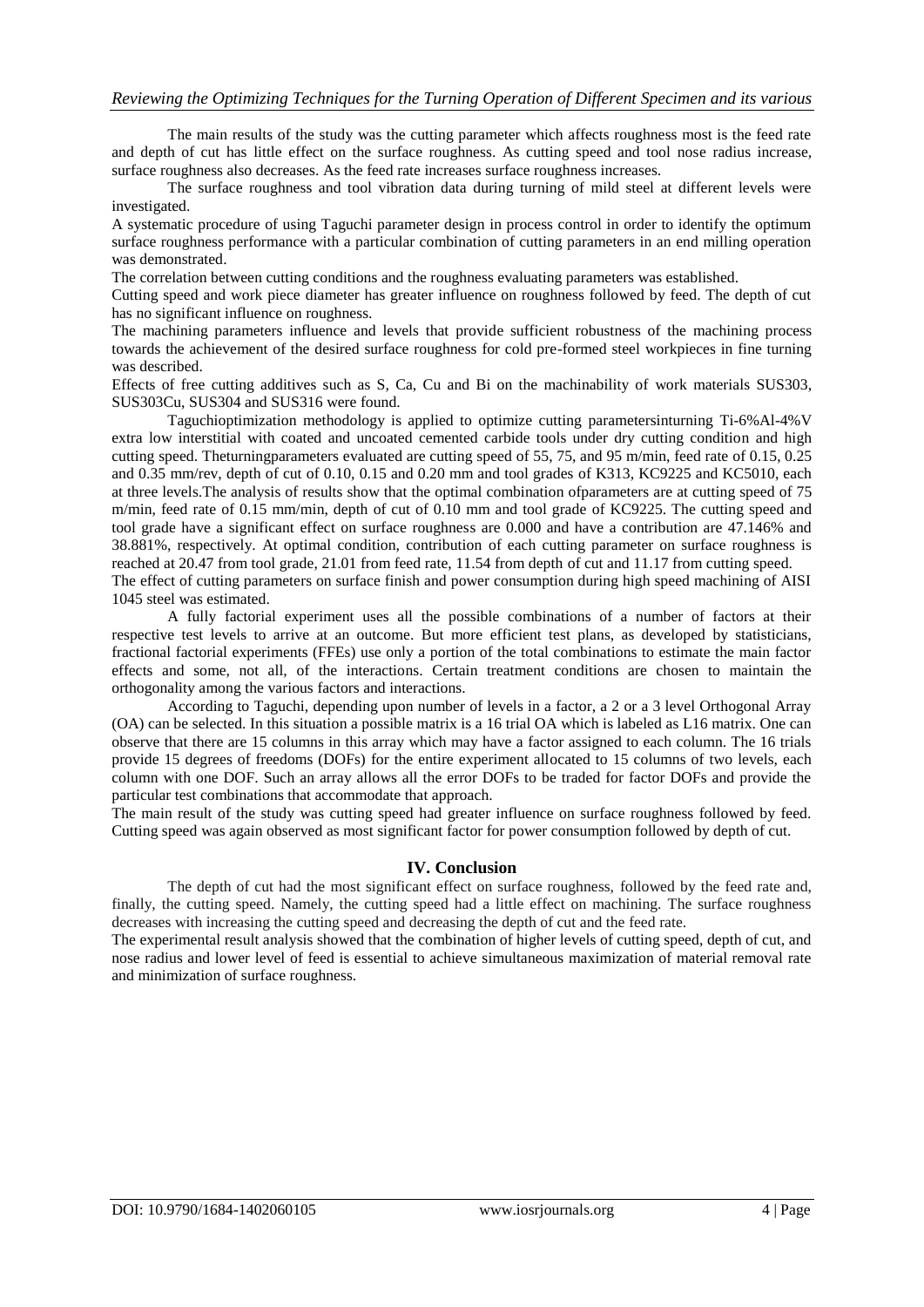The main results of the study was the cutting parameter which affects roughness most is the feed rate and depth of cut has little effect on the surface roughness. As cutting speed and tool nose radius increase, surface roughness also decreases. As the feed rate increases surface roughness increases.

The surface roughness and tool vibration data during turning of mild steel at different levels were investigated.

A systematic procedure of using Taguchi parameter design in process control in order to identify the optimum surface roughness performance with a particular combination of cutting parameters in an end milling operation was demonstrated.

The correlation between cutting conditions and the roughness evaluating parameters was established.

Cutting speed and work piece diameter has greater influence on roughness followed by feed. The depth of cut has no significant influence on roughness.

The machining parameters influence and levels that provide sufficient robustness of the machining process towards the achievement of the desired surface roughness for cold pre-formed steel workpieces in fine turning was described.

Effects of free cutting additives such as S, Ca, Cu and Bi on the machinability of work materials SUS303, SUS303Cu, SUS304 and SUS316 were found.

Taguchioptimization methodology is applied to optimize cutting parametersinturning Ti-6%Al-4%V extra low interstitial with coated and uncoated cemented carbide tools under dry cutting condition and high cutting speed. Theturningparameters evaluated are cutting speed of 55, 75, and 95 m/min, feed rate of 0.15, 0.25 and 0.35 mm/rev, depth of cut of 0.10, 0.15 and 0.20 mm and tool grades of K313, KC9225 and KC5010, each at three levels.The analysis of results show that the optimal combination ofparameters are at cutting speed of 75 m/min, feed rate of 0.15 mm/min, depth of cut of 0.10 mm and tool grade of KC9225. The cutting speed and tool grade have a significant effect on surface roughness are 0.000 and have a contribution are 47.146% and 38.881%, respectively. At optimal condition, contribution of each cutting parameter on surface roughness is reached at 20.47 from tool grade, 21.01 from feed rate, 11.54 from depth of cut and 11.17 from cutting speed.

The effect of cutting parameters on surface finish and power consumption during high speed machining of AISI 1045 steel was estimated.

A fully factorial experiment uses all the possible combinations of a number of factors at their respective test levels to arrive at an outcome. But more efficient test plans, as developed by statisticians, fractional factorial experiments (FFEs) use only a portion of the total combinations to estimate the main factor effects and some, not all, of the interactions. Certain treatment conditions are chosen to maintain the orthogonality among the various factors and interactions.

According to Taguchi, depending upon number of levels in a factor, a 2 or a 3 level Orthogonal Array (OA) can be selected. In this situation a possible matrix is a 16 trial OA which is labeled as L16 matrix. One can observe that there are 15 columns in this array which may have a factor assigned to each column. The 16 trials provide 15 degrees of freedoms (DOFs) for the entire experiment allocated to 15 columns of two levels, each column with one DOF. Such an array allows all the error DOFs to be traded for factor DOFs and provide the particular test combinations that accommodate that approach.

The main result of the study was cutting speed had greater influence on surface roughness followed by feed. Cutting speed was again observed as most significant factor for power consumption followed by depth of cut.

## IV. Conclusion

The depth of cut had the most significant effect on surface roughness, followed by the feed rate and, finally, the cutting speed. Namely, the cutting speed had a little effect on machining. The surface roughness decreases with increasing the cutting speed and decreasing the depth of cut and the feed rate.

The experimental result analysis showed that the combination of higher levels of cutting speed, depth of cut, and nose radius and lower level of feed is essential to achieve simultaneous maximization of material removal rate and minimization of surface roughness.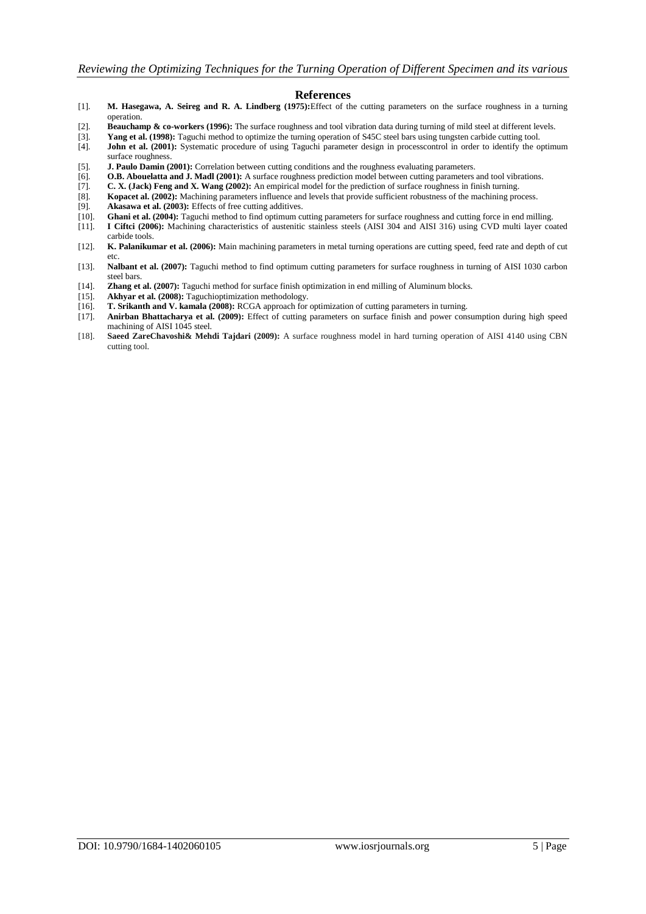## References

[1]. **M. Hasegawa, A. Seireg and R. A. Lindberg (1975):**Effect of the cutting parameters on the surface roughness in a turning operation.

[2]. **Beauchamp & co-workers (1996):** The surface roughness and tool vibration data during turning of mild steel at different levels.

[3]. **Yang et al. (1998):** Taguchi method to optimize the turning operation of S45C steel bars using tungsten carbide cutting tool.

[4]. **John et al. (2001):** Systematic procedure of using Taguchi parameter design in processcontrol in order to identify the optimum surface roughness.

[5]. **J. Paulo Damin (2001):** Correlation between cutting conditions and the roughness evaluating parameters.

[6]. **O.B. Abouelatta and J. Madl (2001):** A surface roughness prediction model between cutting parameters and tool vibrations.

[7]. **C. X. (Jack) Feng and X. Wang (2002):** An empirical model for the prediction of surface roughness in finish turning.

[8]. **Kopacet al. (2002):** Machining parameters influence and levels that provide sufficient robustness of the machining process.

[9]. **Akasawa et al. (2003):** Effects of free cutting additives.

[10]. **Ghani et al. (2004):** Taguchi method to find optimum cutting parameters for surface roughness and cutting force in end milling.

[11]. **I Ciftci (2006):** Machining characteristics of austenitic stainless steels (AISI 304 and AISI 316) using CVD multi layer coated carbide tools.

[12]. **K. Palanikumar et al. (2006):** Main machining parameters in metal turning operations are cutting speed, feed rate and depth of cut etc.

[13]. **Nalbant et al. (2007):** Taguchi method to find optimum cutting parameters for surface roughness in turning of AISI 1030 carbon steel bars.

[14]. **Zhang et al. (2007):** Taguchi method for surface finish optimization in end milling of Aluminum blocks.

[15]. **Akhyar et al. (2008):** Taguchioptimization methodology.

[16]. **T. Srikanth and V. kamala (2008):** RCGA approach for optimization of cutting parameters in turning.

[17]. **Anirban Bhattacharya et al. (2009):** Effect of cutting parameters on surface finish and power consumption during high speed machining of AISI 1045 steel.

[18]. **Saeed ZareChavoshi& Mehdi Tajdari (2009):** A surface roughness model in hard turning operation of AISI 4140 using CBN cutting tool.